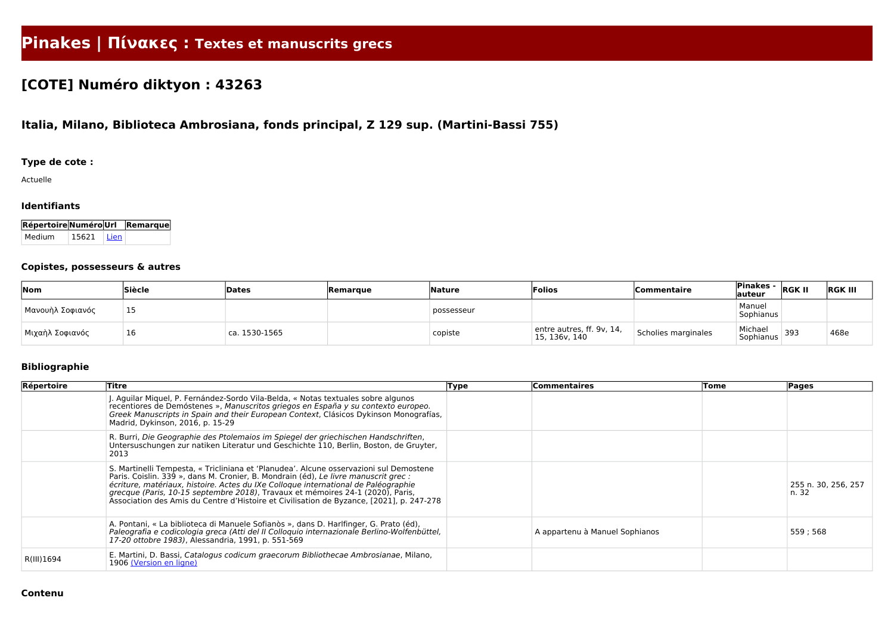# Pinakes | Πίνακες : Textes et manuscrits grecs

## [COTE] Numéro diktyon : 43263

### Italia, Milano, Biblioteca Ambrosiana, fonds principal, Z 129 sup. (Martini-Bassi 755)

#### Type de cote :

Actuelle

#### Identifiants

| Répertoire | Numéro | Url | Remarque |
|---|---|---|---|
| Medium | 15621 | Lien | |

#### Copistes, possesseurs & autres

| Nom | Siècle | Dates | Remarque | Nature | Folios | Commentaire | Pinakes - auteur | RGK II | RGK III |
|---|---|---|---|---|---|---|---|---|---|
| Μανουὴλ Σοφιανός | 15 | | | possesseur | | | Manuel Sophianus | | |
| Μιχαὴλ Σοφιανός | 16 | ca. 1530-1565 | | copiste | entre autres, ff. 9v, 14, 15, 136v, 140 | Scholies marginales | Michael Sophianus | 393 | 468e |

#### Bibliographie

| Répertoire | Titre | Type | Commentaires | Tome | Pages |
|---|---|---|---|---|---|
| | J. Aguilar Miquel, P. Fernández-Sordo Vila-Belda, « Notas textuales sobre algunos recentiores de Demóstenes », *Manuscritos griegos en España y su contexto europeo. Greek Manuscripts in Spain and their European Context*, Clásicos Dykinson Monografías, Madrid, Dykinson, 2016, p. 15-29 | | | | |
| | R. Burri, *Die Geographie des Ptolemaios im Spiegel der griechischen Handschriften*, Untersuchungen zur natiken Literatur und Geschichte 110, Berlin, Boston, de Gruyter, 2013 | | | | |
| | S. Martinelli Tempesta, « Tricliniana et 'Planudea'. Alcune osservazioni sul Demostene Paris. Coislin. 339 », dans M. Cronier, B. Mondrain (éd), *Le livre manuscrit grec : écriture, matériaux, histoire. Actes du IXe Colloque international de Paléographie grecque (Paris, 10-15 septembre 2018)*, Travaux et mémoires 24-1 (2020), Paris, Association des Amis du Centre d'Histoire et Civilisation de Byzance, [2021], p. 247-278 | | | | 255 n. 30, 256, 257 n. 32 |
| | A. Pontani, « La biblioteca di Manuele Sofianòs », dans D. Harlfinger, G. Prato (éd), *Paleografia e codicologia greca (Atti del II Colloquio internazionale Berlino-Wolfenbüttel, 17-20 ottobre 1983)*, Alessandria, 1991, p. 551-569 | | A appartenu à Manuel Sophianos | | 559 ; 568 |
| R(III)1694 | E. Martini, D. Bassi, *Catalogus codicum graecorum Bibliothecae Ambrosianae*, Milano, 1906 (Version en ligne) | | | | |

#### Contenu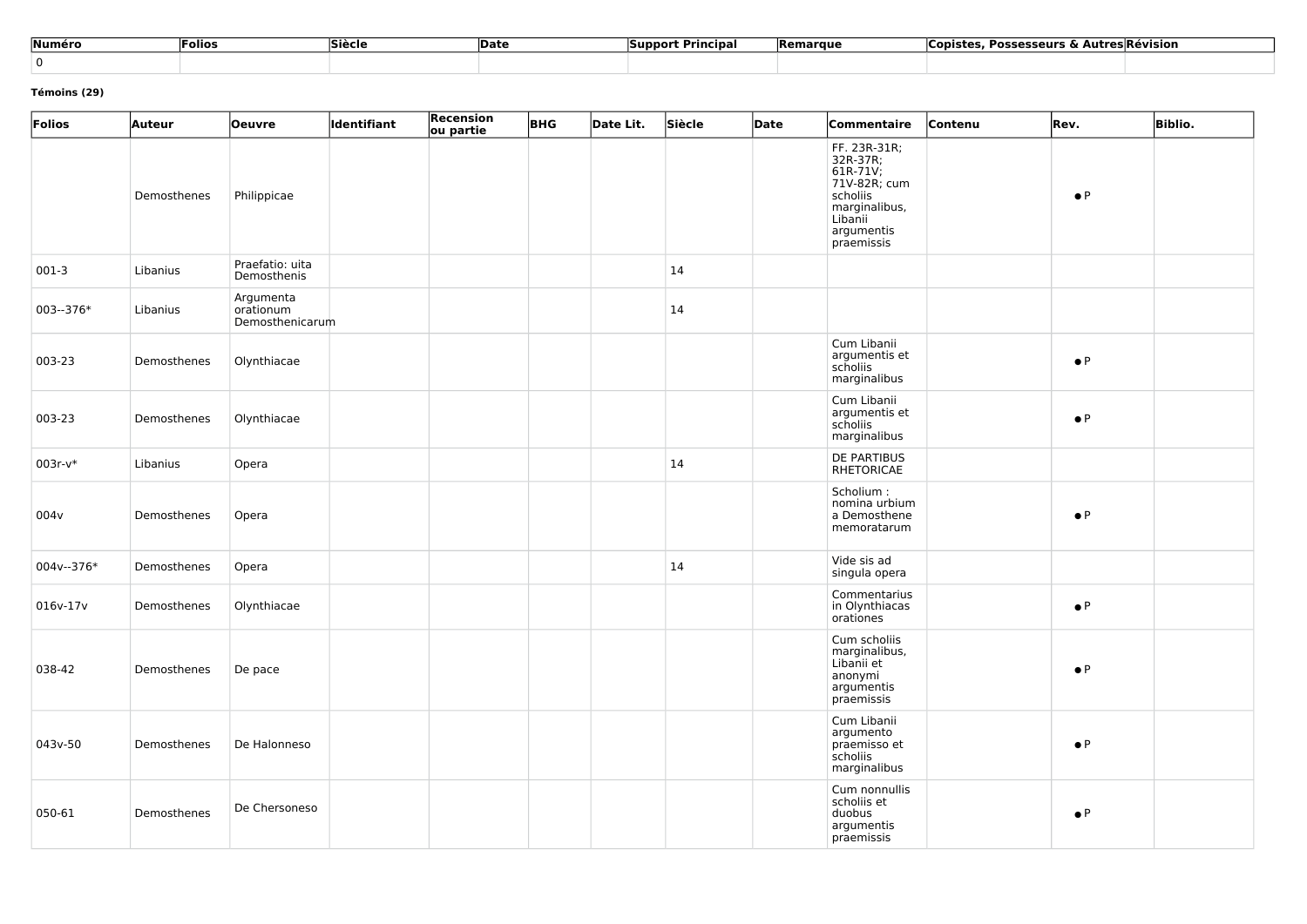| Numéro | Folios | Siècle | Date | Support Principal | Remarque | Copistes, Possesseurs & Autres | Révision |
|---|---|---|---|---|---|---|---|
| 0 | | | | | | | |

**Témoins (29)**

| Folios | Auteur | Oeuvre | Identifiant | Recension ou partie | BHG | Date Lit. | Siècle | Date | Commentaire | Contenu | Rev. | Biblio. |
|---|---|---|---|---|---|---|---|---|---|---|---|---|
| | Demosthenes | Philippicae | | | | | | | FF. 23R-31R; 32R-37R; 61R-71V; 71V-82R; cum scholiis marginalibus, Libanii argumentis praemissis | | ● P | |
| 001-3 | Libanius | Praefatio: uita Demosthenis | | | | | 14 | | | | | |
| 003--376* | Libanius | Argumenta orationum Demosthenicarum | | | | | 14 | | | | | |
| 003-23 | Demosthenes | Olynthiacae | | | | | | | Cum Libanii argumentis et scholiis marginalibus | | ● P | |
| 003-23 | Demosthenes | Olynthiacae | | | | | | | Cum Libanii argumentis et scholiis marginalibus | | ● P | |
| 003r-v* | Libanius | Opera | | | | | 14 | | DE PARTIBUS RHETORICAE | | | |
| 004v | Demosthenes | Opera | | | | | | | Scholium : nomina urbium a Demosthene memoratarum | | ● P | |
| 004v--376* | Demosthenes | Opera | | | | | 14 | | Vide sis ad singula opera | | | |
| 016v-17v | Demosthenes | Olynthiacae | | | | | | | Commentarius in Olynthiacas orationes | | ● P | |
| 038-42 | Demosthenes | De pace | | | | | | | Cum scholiis marginalibus, Libanii et anonymi argumentis praemissis | | ● P | |
| 043v-50 | Demosthenes | De Halonneso | | | | | | | Cum Libanii argumento praemisso et scholiis marginalibus | | ● P | |
| 050-61 | Demosthenes | De Chersoneso | | | | | | | Cum nonnullis scholiis et duobus argumentis praemissis | | ● P | |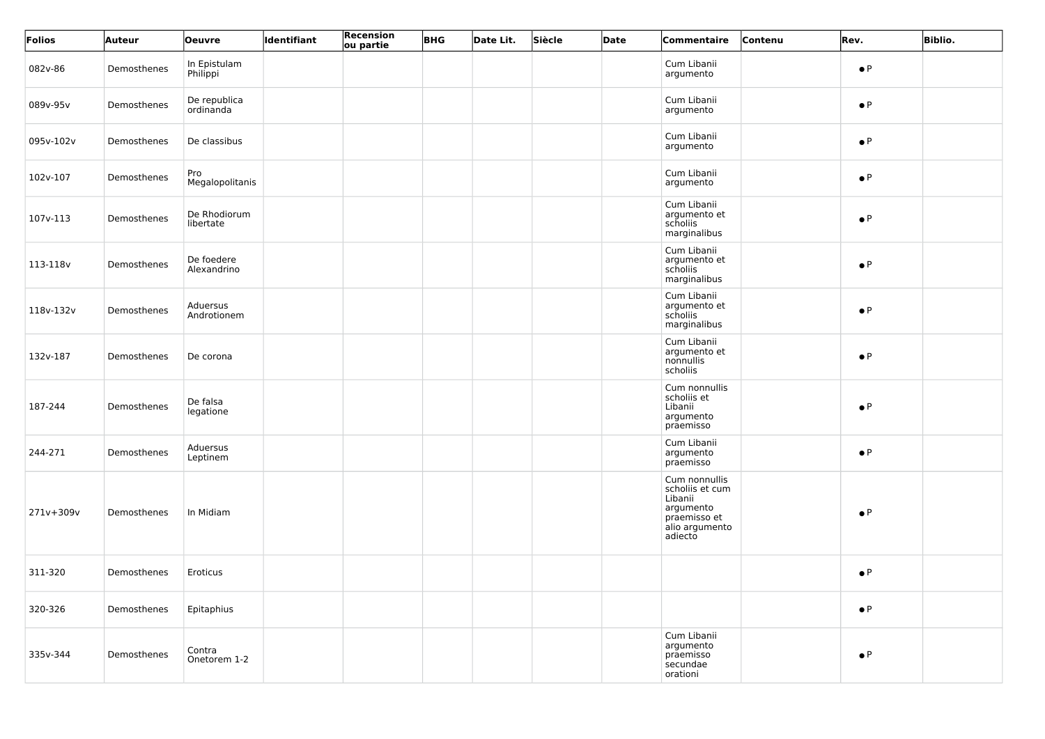| Folios | Auteur | Oeuvre | Identifiant | Recension ou partie | BHG | Date Lit. | Siècle | Date | Commentaire | Contenu | Rev. | Biblio. |
|---|---|---|---|---|---|---|---|---|---|---|---|---|
| 082v-86 | Demosthenes | In Epistulam Philippi | | | | | | | Cum Libanii argumento | | ● P | |
| 089v-95v | Demosthenes | De republica ordinanda | | | | | | | Cum Libanii argumento | | ● P | |
| 095v-102v | Demosthenes | De classibus | | | | | | | Cum Libanii argumento | | ● P | |
| 102v-107 | Demosthenes | Pro Megalopolitanis | | | | | | | Cum Libanii argumento | | ● P | |
| 107v-113 | Demosthenes | De Rhodiorum libertate | | | | | | | Cum Libanii argumento et scholiis marginalibus | | ● P | |
| 113-118v | Demosthenes | De foedere Alexandrino | | | | | | | Cum Libanii argumento et scholiis marginalibus | | ● P | |
| 118v-132v | Demosthenes | Aduersus Androtionem | | | | | | | Cum Libanii argumento et scholiis marginalibus | | ● P | |
| 132v-187 | Demosthenes | De corona | | | | | | | Cum Libanii argumento et nonnullis scholiis | | ● P | |
| 187-244 | Demosthenes | De falsa legatione | | | | | | | Cum nonnullis scholiis et Libanii argumento praemisso | | ● P | |
| 244-271 | Demosthenes | Aduersus Leptinem | | | | | | | Cum Libanii argumento praemisso | | ● P | |
| 271v+309v | Demosthenes | In Midiam | | | | | | | Cum nonnullis scholiis et cum Libanii argumento praemisso et alio argumento adiecto | | ● P | |
| 311-320 | Demosthenes | Eroticus | | | | | | | | | ● P | |
| 320-326 | Demosthenes | Epitaphius | | | | | | | | | ● P | |
| 335v-344 | Demosthenes | Contra Onetorem 1-2 | | | | | | | Cum Libanii argumento praemisso secundae orationi | | ● P | |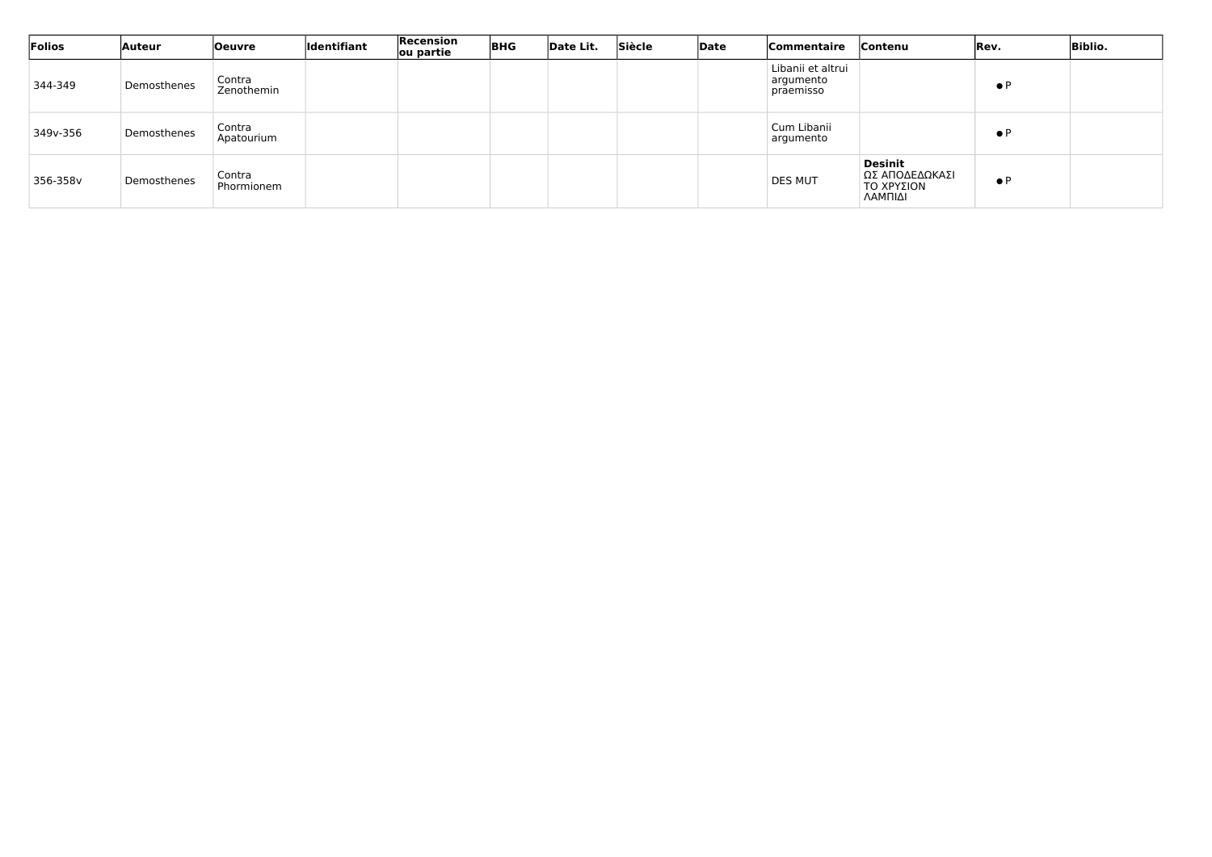| Folios | Auteur | Oeuvre | Identifiant | Recension ou partie | BHG | Date Lit. | Siècle | Date | Commentaire | Contenu | Rev. | Biblio. |
|---|---|---|---|---|---|---|---|---|---|---|---|---|
| 344-349 | Demosthenes | Contra Zenothemin | | | | | | | Libanii et altrui argumento praemisso | | ● P | |
| 349v-356 | Demosthenes | Contra Apatourium | | | | | | | Cum Libanii argumento | | ● P | |
| 356-358v | Demosthenes | Contra Phormionem | | | | | | | DES MUT | **Desinit** ΩΣ ΑΠΟΔΕΔΩΚΑΣΙ ΤΟ ΧΡΥΣΙΟΝ ΛΑΜΠΙΔΙ | ● P | |